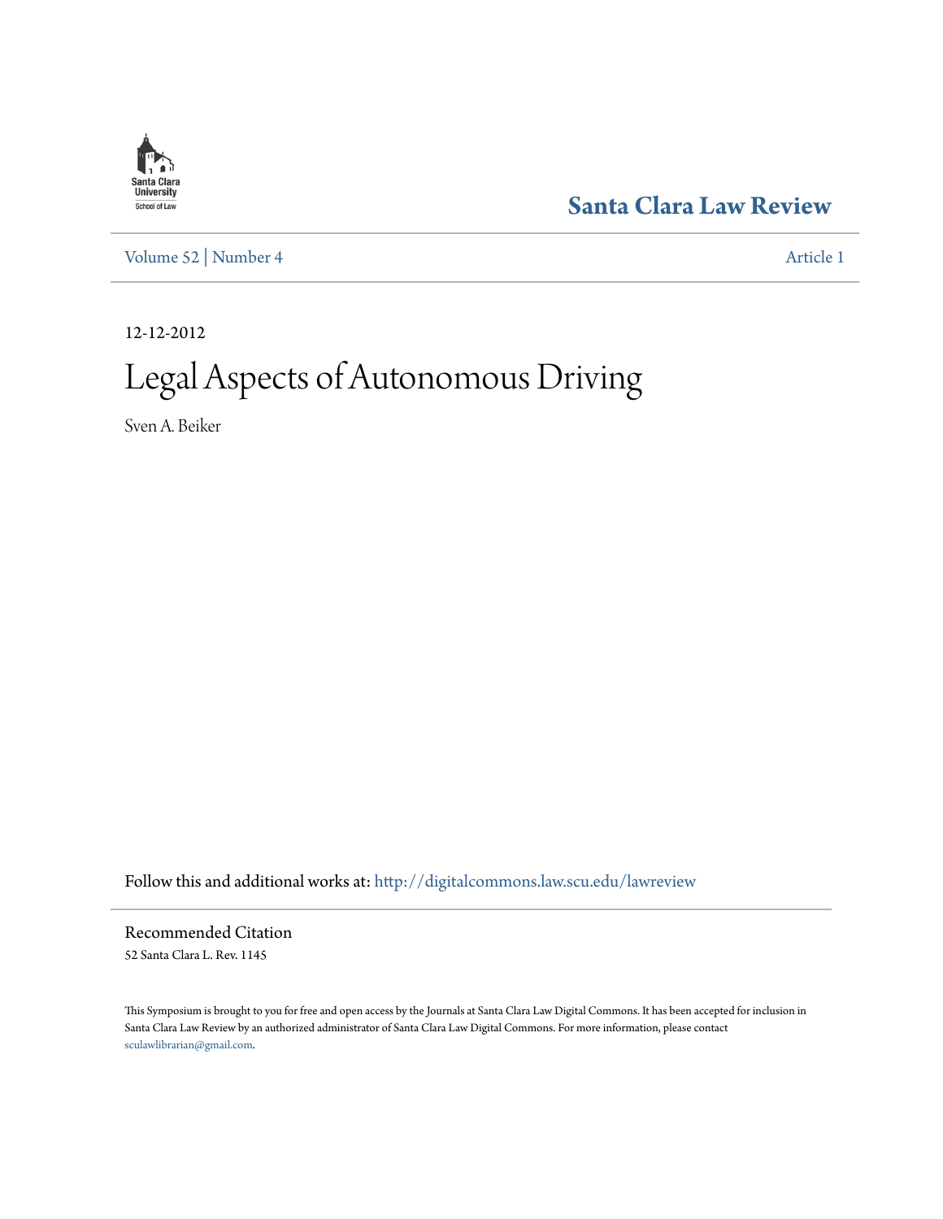Santa Clara Law Review

Volume 52 | Number 4

Article 1

12-12-2012

# Legal Aspects of Autonomous Driving

Sven A. Beiker

Follow this and additional works at: http://digitalcommons.law.scu.edu/lawreview

## Recommended Citation

52 Santa Clara L. Rev. 1145

This Symposium is brought to you for free and open access by the Journals at Santa Clara Law Digital Commons. It has been accepted for inclusion in Santa Clara Law Review by an authorized administrator of Santa Clara Law Digital Commons. For more information, please contact sculawlibrarian@gmail.com.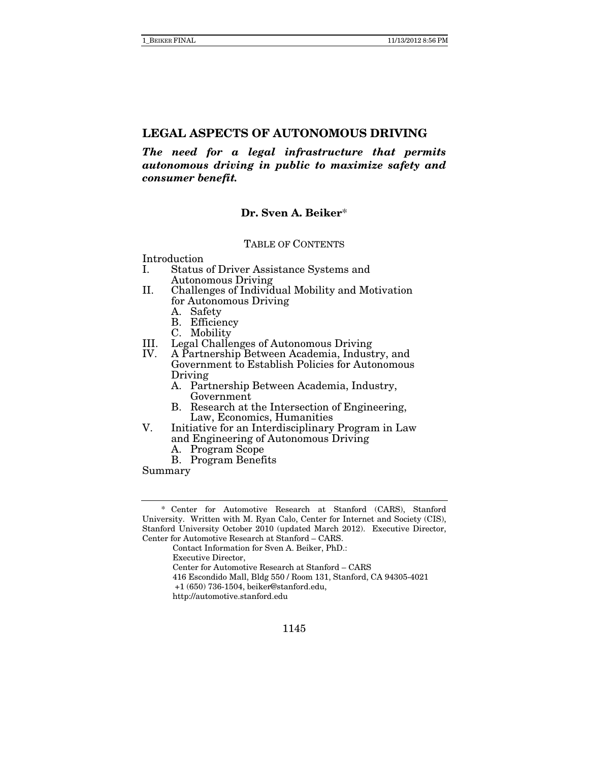# LEGAL ASPECTS OF AUTONOMOUS DRIVING

***The need for a legal infrastructure that permits autonomous driving in public to maximize safety and consumer benefit.***

**Dr. Sven A. Beiker***

TABLE OF CONTENTS

Introduction

- I. Status of Driver Assistance Systems and Autonomous Driving
- II. Challenges of Individual Mobility and Motivation for Autonomous Driving
  - A. Safety
  - B. Efficiency
  - C. Mobility
- III. Legal Challenges of Autonomous Driving
- IV. A Partnership Between Academia, Industry, and Government to Establish Policies for Autonomous Driving
  - A. Partnership Between Academia, Industry, Government
  - B. Research at the Intersection of Engineering, Law, Economics, Humanities
- V. Initiative for an Interdisciplinary Program in Law and Engineering of Autonomous Driving
  - A. Program Scope
  - B. Program Benefits

Summary

---

* Center for Automotive Research at Stanford (CARS), Stanford University. Written with M. Ryan Calo, Center for Internet and Society (CIS), Stanford University October 2010 (updated March 2012). Executive Director, Center for Automotive Research at Stanford – CARS.

Contact Information for Sven A. Beiker, PhD.:
Executive Director,
Center for Automotive Research at Stanford – CARS
416 Escondido Mall, Bldg 550 / Room 131, Stanford, CA 94305-4021
+1 (650) 736-1504, beiker@stanford.edu,
http://automotive.stanford.edu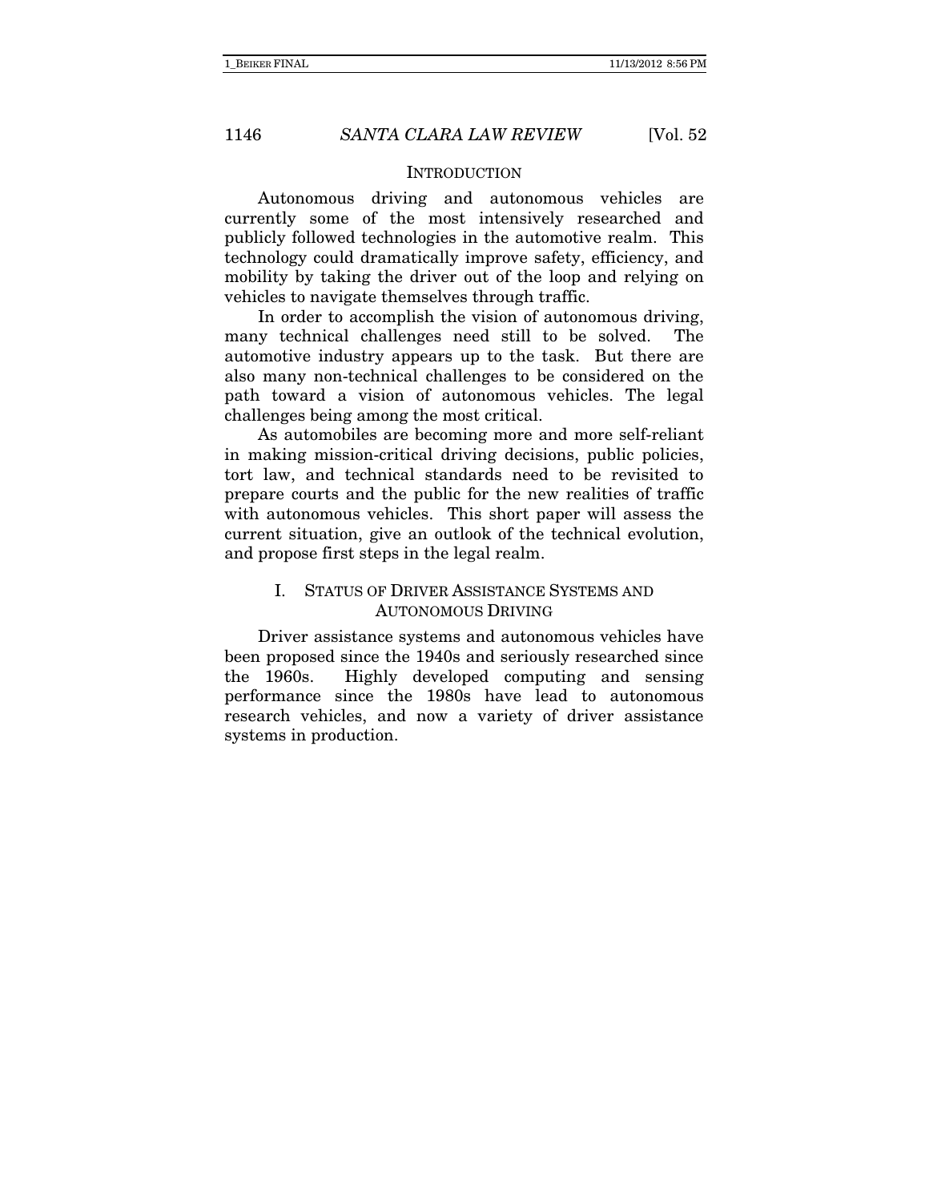## INTRODUCTION

Autonomous driving and autonomous vehicles are currently some of the most intensively researched and publicly followed technologies in the automotive realm. This technology could dramatically improve safety, efficiency, and mobility by taking the driver out of the loop and relying on vehicles to navigate themselves through traffic.

In order to accomplish the vision of autonomous driving, many technical challenges need still to be solved. The automotive industry appears up to the task. But there are also many non-technical challenges to be considered on the path toward a vision of autonomous vehicles. The legal challenges being among the most critical.

As automobiles are becoming more and more self-reliant in making mission-critical driving decisions, public policies, tort law, and technical standards need to be revisited to prepare courts and the public for the new realities of traffic with autonomous vehicles. This short paper will assess the current situation, give an outlook of the technical evolution, and propose first steps in the legal realm.

## I. STATUS OF DRIVER ASSISTANCE SYSTEMS AND AUTONOMOUS DRIVING

Driver assistance systems and autonomous vehicles have been proposed since the 1940s and seriously researched since the 1960s. Highly developed computing and sensing performance since the 1980s have lead to autonomous research vehicles, and now a variety of driver assistance systems in production.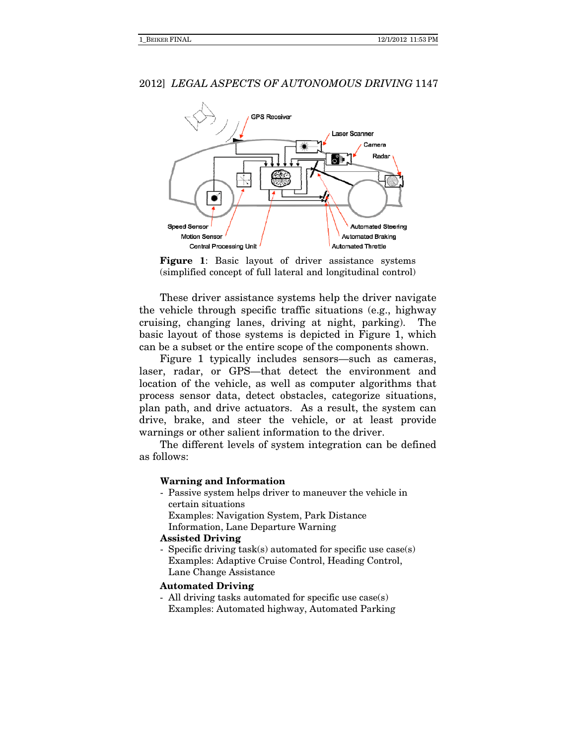**Figure 1**: Basic layout of driver assistance systems (simplified concept of full lateral and longitudinal control)

These driver assistance systems help the driver navigate the vehicle through specific traffic situations (e.g., highway cruising, changing lanes, driving at night, parking). The basic layout of those systems is depicted in Figure 1, which can be a subset or the entire scope of the components shown.

Figure 1 typically includes sensors—such as cameras, laser, radar, or GPS—that detect the environment and location of the vehicle, as well as computer algorithms that process sensor data, detect obstacles, categorize situations, plan path, and drive actuators. As a result, the system can drive, brake, and steer the vehicle, or at least provide warnings or other salient information to the driver.

The different levels of system integration can be defined as follows:

**Warning and Information**
- Passive system helps driver to maneuver the vehicle in certain situations
  Examples: Navigation System, Park Distance Information, Lane Departure Warning

**Assisted Driving**
- Specific driving task(s) automated for specific use case(s)
  Examples: Adaptive Cruise Control, Heading Control, Lane Change Assistance

**Automated Driving**
- All driving tasks automated for specific use case(s)
  Examples: Automated highway, Automated Parking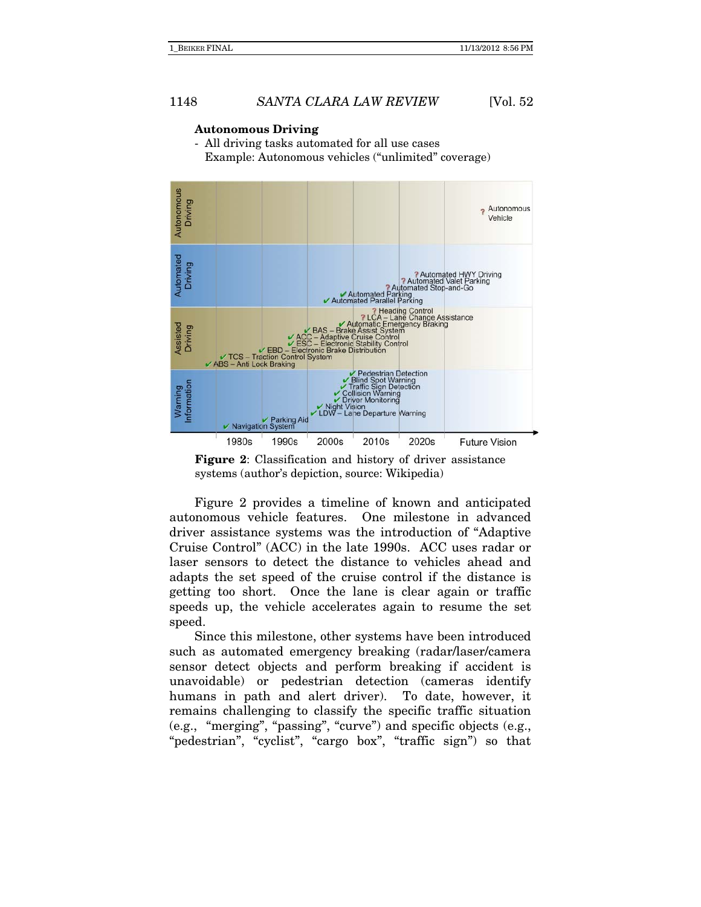**Autonomous Driving**

- All driving tasks automated for all use cases
  Example: Autonomous vehicles ("unlimited" coverage)

**Figure 2**: Classification and history of driver assistance systems (author's depiction, source: Wikipedia)

Figure 2 provides a timeline of known and anticipated autonomous vehicle features. One milestone in advanced driver assistance systems was the introduction of "Adaptive Cruise Control" (ACC) in the late 1990s. ACC uses radar or laser sensors to detect the distance to vehicles ahead and adapts the set speed of the cruise control if the distance is getting too short. Once the lane is clear again or traffic speeds up, the vehicle accelerates again to resume the set speed.

Since this milestone, other systems have been introduced such as automated emergency breaking (radar/laser/camera sensor detect objects and perform breaking if accident is unavoidable) or pedestrian detection (cameras identify humans in path and alert driver). To date, however, it remains challenging to classify the specific traffic situation (e.g., "merging", "passing", "curve") and specific objects (e.g., "pedestrian", "cyclist", "cargo box", "traffic sign") so that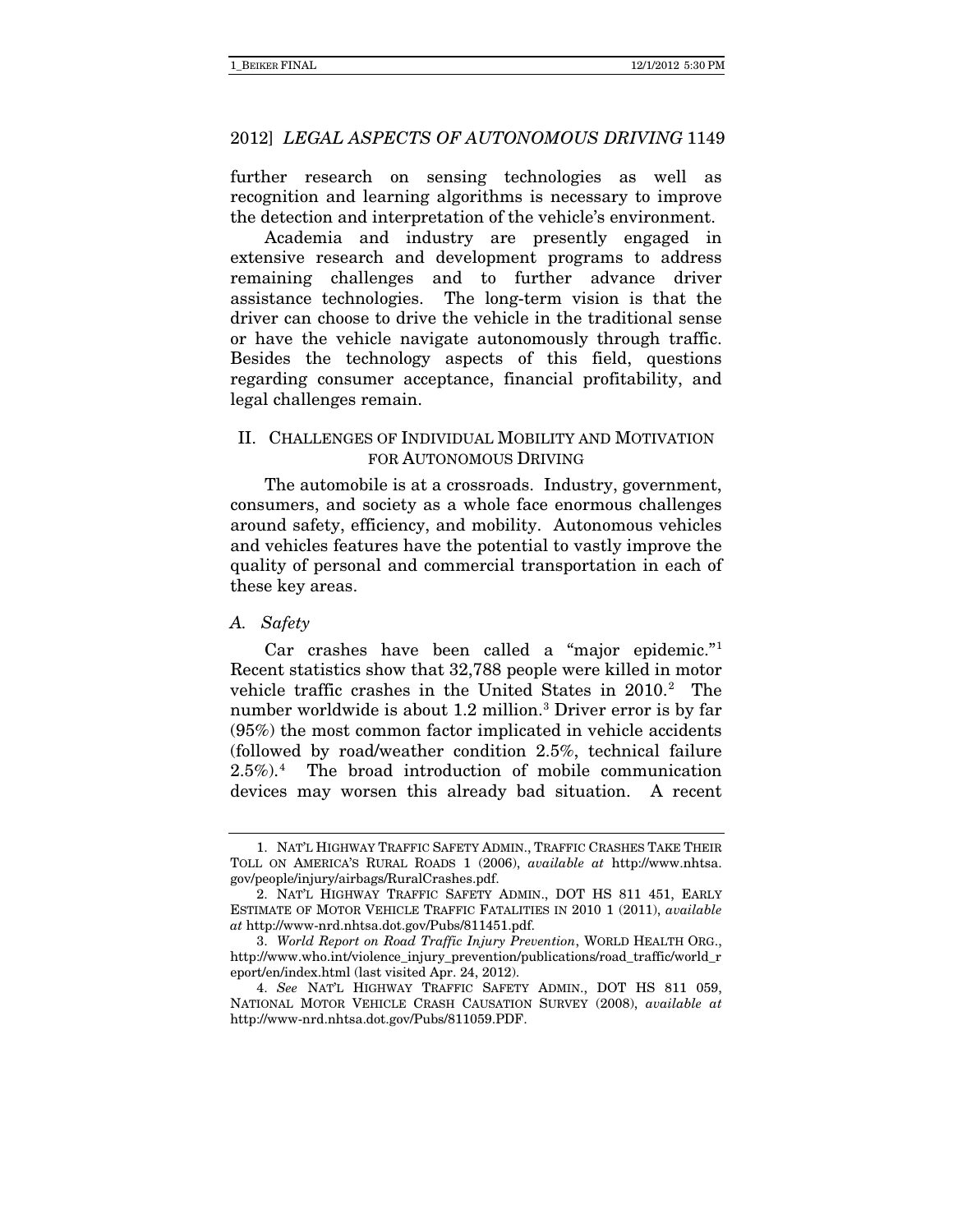further research on sensing technologies as well as recognition and learning algorithms is necessary to improve the detection and interpretation of the vehicle's environment.

Academia and industry are presently engaged in extensive research and development programs to address remaining challenges and to further advance driver assistance technologies. The long-term vision is that the driver can choose to drive the vehicle in the traditional sense or have the vehicle navigate autonomously through traffic. Besides the technology aspects of this field, questions regarding consumer acceptance, financial profitability, and legal challenges remain.

## II. CHALLENGES OF INDIVIDUAL MOBILITY AND MOTIVATION FOR AUTONOMOUS DRIVING

The automobile is at a crossroads. Industry, government, consumers, and society as a whole face enormous challenges around safety, efficiency, and mobility. Autonomous vehicles and vehicles features have the potential to vastly improve the quality of personal and commercial transportation in each of these key areas.

### *A. Safety*

Car crashes have been called a "major epidemic."[1] Recent statistics show that 32,788 people were killed in motor vehicle traffic crashes in the United States in 2010.[2] The number worldwide is about 1.2 million.[3] Driver error is by far (95%) the most common factor implicated in vehicle accidents (followed by road/weather condition 2.5%, technical failure 2.5%).[4] The broad introduction of mobile communication devices may worsen this already bad situation. A recent

---

1. NAT'L HIGHWAY TRAFFIC SAFETY ADMIN., TRAFFIC CRASHES TAKE THEIR TOLL ON AMERICA'S RURAL ROADS 1 (2006), *available at* http://www.nhtsa.gov/people/injury/airbags/RuralCrashes.pdf.

2. NAT'L HIGHWAY TRAFFIC SAFETY ADMIN., DOT HS 811 451, EARLY ESTIMATE OF MOTOR VEHICLE TRAFFIC FATALITIES IN 2010 1 (2011), *available at* http://www-nrd.nhtsa.dot.gov/Pubs/811451.pdf.

3. *World Report on Road Traffic Injury Prevention*, WORLD HEALTH ORG., http://www.who.int/violence_injury_prevention/publications/road_traffic/world_report/en/index.html (last visited Apr. 24, 2012).

4. *See* NAT'L HIGHWAY TRAFFIC SAFETY ADMIN., DOT HS 811 059, NATIONAL MOTOR VEHICLE CRASH CAUSATION SURVEY (2008), *available at* http://www-nrd.nhtsa.dot.gov/Pubs/811059.PDF.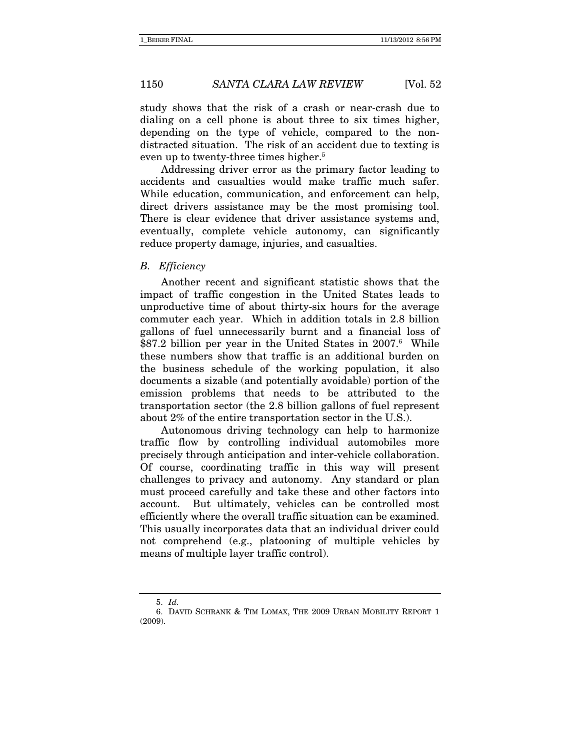study shows that the risk of a crash or near-crash due to dialing on a cell phone is about three to six times higher, depending on the type of vehicle, compared to the non-distracted situation. The risk of an accident due to texting is even up to twenty-three times higher.[5]

Addressing driver error as the primary factor leading to accidents and casualties would make traffic much safer. While education, communication, and enforcement can help, direct drivers assistance may be the most promising tool. There is clear evidence that driver assistance systems and, eventually, complete vehicle autonomy, can significantly reduce property damage, injuries, and casualties.

### *B. Efficiency*

Another recent and significant statistic shows that the impact of traffic congestion in the United States leads to unproductive time of about thirty-six hours for the average commuter each year. Which in addition totals in 2.8 billion gallons of fuel unnecessarily burnt and a financial loss of $87.2 billion per year in the United States in 2007.[6] While these numbers show that traffic is an additional burden on the business schedule of the working population, it also documents a sizable (and potentially avoidable) portion of the emission problems that needs to be attributed to the transportation sector (the 2.8 billion gallons of fuel represent about 2% of the entire transportation sector in the U.S.).

Autonomous driving technology can help to harmonize traffic flow by controlling individual automobiles more precisely through anticipation and inter-vehicle collaboration. Of course, coordinating traffic in this way will present challenges to privacy and autonomy. Any standard or plan must proceed carefully and take these and other factors into account. But ultimately, vehicles can be controlled most efficiently where the overall traffic situation can be examined. This usually incorporates data that an individual driver could not comprehend (e.g., platooning of multiple vehicles by means of multiple layer traffic control).

---

5. *Id.*

6. DAVID SCHRANK & TIM LOMAX, THE 2009 URBAN MOBILITY REPORT 1 (2009).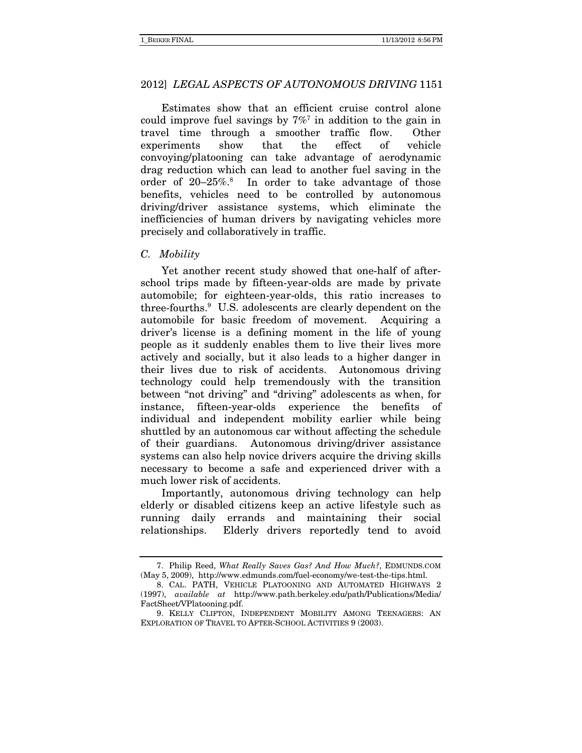Estimates show that an efficient cruise control alone could improve fuel savings by 7%[7] in addition to the gain in travel time through a smoother traffic flow. Other experiments show that the effect of vehicle convoying/platooning can take advantage of aerodynamic drag reduction which can lead to another fuel saving in the order of 20–25%.[8] In order to take advantage of those benefits, vehicles need to be controlled by autonomous driving/driver assistance systems, which eliminate the inefficiencies of human drivers by navigating vehicles more precisely and collaboratively in traffic.

### *C. Mobility*

Yet another recent study showed that one-half of after-school trips made by fifteen-year-olds are made by private automobile; for eighteen-year-olds, this ratio increases to three-fourths.[9] U.S. adolescents are clearly dependent on the automobile for basic freedom of movement. Acquiring a driver's license is a defining moment in the life of young people as it suddenly enables them to live their lives more actively and socially, but it also leads to a higher danger in their lives due to risk of accidents. Autonomous driving technology could help tremendously with the transition between "not driving" and "driving" adolescents as when, for instance, fifteen-year-olds experience the benefits of individual and independent mobility earlier while being shuttled by an autonomous car without affecting the schedule of their guardians. Autonomous driving/driver assistance systems can also help novice drivers acquire the driving skills necessary to become a safe and experienced driver with a much lower risk of accidents.

Importantly, autonomous driving technology can help elderly or disabled citizens keep an active lifestyle such as running daily errands and maintaining their social relationships. Elderly drivers reportedly tend to avoid

---

7. Philip Reed, *What Really Saves Gas? And How Much?*, EDMUNDS.COM (May 5, 2009), http://www.edmunds.com/fuel-economy/we-test-the-tips.html.

8. CAL. PATH, VEHICLE PLATOONING AND AUTOMATED HIGHWAYS 2 (1997), *available at* http://www.path.berkeley.edu/path/Publications/Media/FactSheet/VPlatooning.pdf.

9. KELLY CLIFTON, INDEPENDENT MOBILITY AMONG TEENAGERS: AN EXPLORATION OF TRAVEL TO AFTER-SCHOOL ACTIVITIES 9 (2003).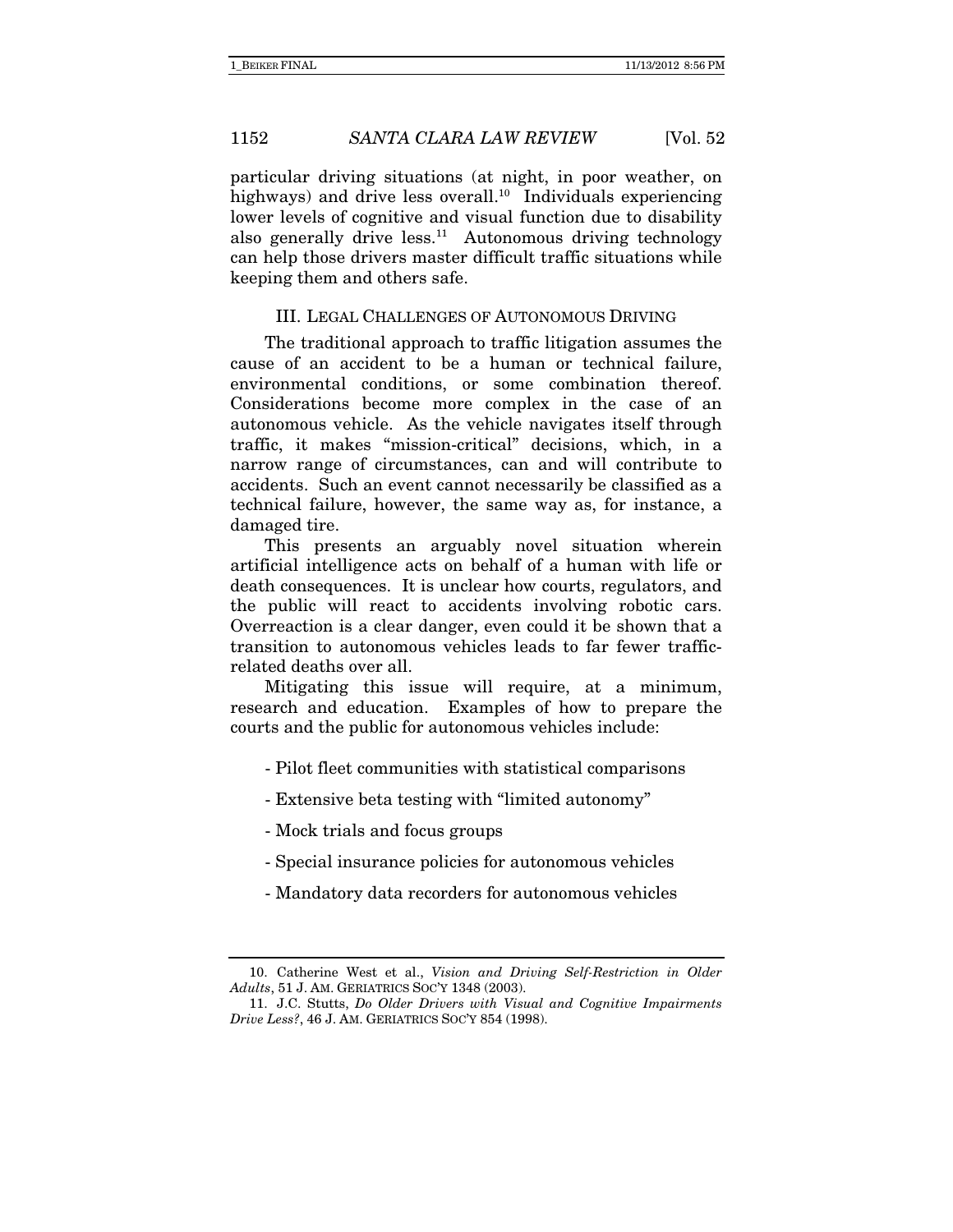particular driving situations (at night, in poor weather, on highways) and drive less overall.[10] Individuals experiencing lower levels of cognitive and visual function due to disability also generally drive less.[11] Autonomous driving technology can help those drivers master difficult traffic situations while keeping them and others safe.

## III. LEGAL CHALLENGES OF AUTONOMOUS DRIVING

The traditional approach to traffic litigation assumes the cause of an accident to be a human or technical failure, environmental conditions, or some combination thereof. Considerations become more complex in the case of an autonomous vehicle. As the vehicle navigates itself through traffic, it makes "mission-critical" decisions, which, in a narrow range of circumstances, can and will contribute to accidents. Such an event cannot necessarily be classified as a technical failure, however, the same way as, for instance, a damaged tire.

This presents an arguably novel situation wherein artificial intelligence acts on behalf of a human with life or death consequences. It is unclear how courts, regulators, and the public will react to accidents involving robotic cars. Overreaction is a clear danger, even could it be shown that a transition to autonomous vehicles leads to far fewer traffic-related deaths over all.

Mitigating this issue will require, at a minimum, research and education. Examples of how to prepare the courts and the public for autonomous vehicles include:

- Pilot fleet communities with statistical comparisons
- Extensive beta testing with "limited autonomy"
- Mock trials and focus groups
- Special insurance policies for autonomous vehicles
- Mandatory data recorders for autonomous vehicles

---

10. Catherine West et al., *Vision and Driving Self-Restriction in Older Adults*, 51 J. AM. GERIATRICS SOC'Y 1348 (2003).

11. J.C. Stutts, *Do Older Drivers with Visual and Cognitive Impairments Drive Less?*, 46 J. AM. GERIATRICS SOC'Y 854 (1998).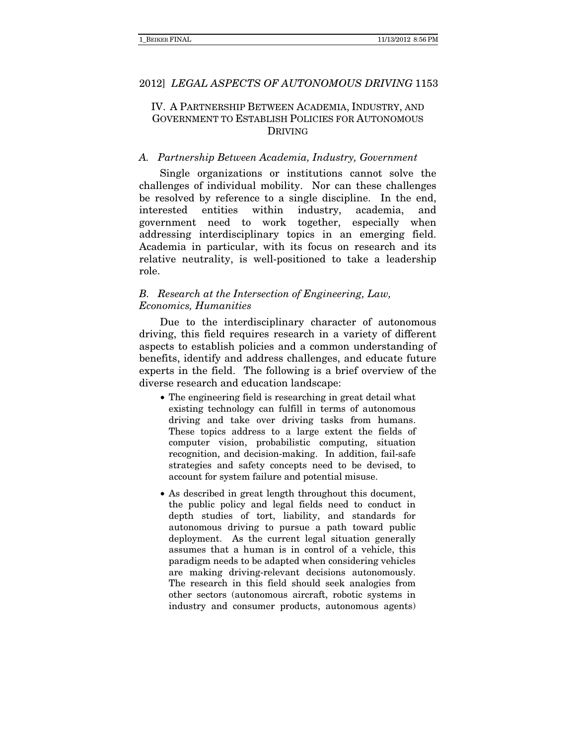## IV. A Partnership Between Academia, Industry, and Government to Establish Policies for Autonomous Driving

### *A. Partnership Between Academia, Industry, Government*

Single organizations or institutions cannot solve the challenges of individual mobility. Nor can these challenges be resolved by reference to a single discipline. In the end, interested entities within industry, academia, and government need to work together, especially when addressing interdisciplinary topics in an emerging field. Academia in particular, with its focus on research and its relative neutrality, is well-positioned to take a leadership role.

### *B. Research at the Intersection of Engineering, Law, Economics, Humanities*

Due to the interdisciplinary character of autonomous driving, this field requires research in a variety of different aspects to establish policies and a common understanding of benefits, identify and address challenges, and educate future experts in the field. The following is a brief overview of the diverse research and education landscape:

- The engineering field is researching in great detail what existing technology can fulfill in terms of autonomous driving and take over driving tasks from humans. These topics address to a large extent the fields of computer vision, probabilistic computing, situation recognition, and decision-making. In addition, fail-safe strategies and safety concepts need to be devised, to account for system failure and potential misuse.
- As described in great length throughout this document, the public policy and legal fields need to conduct in depth studies of tort, liability, and standards for autonomous driving to pursue a path toward public deployment. As the current legal situation generally assumes that a human is in control of a vehicle, this paradigm needs to be adapted when considering vehicles are making driving-relevant decisions autonomously. The research in this field should seek analogies from other sectors (autonomous aircraft, robotic systems in industry and consumer products, autonomous agents)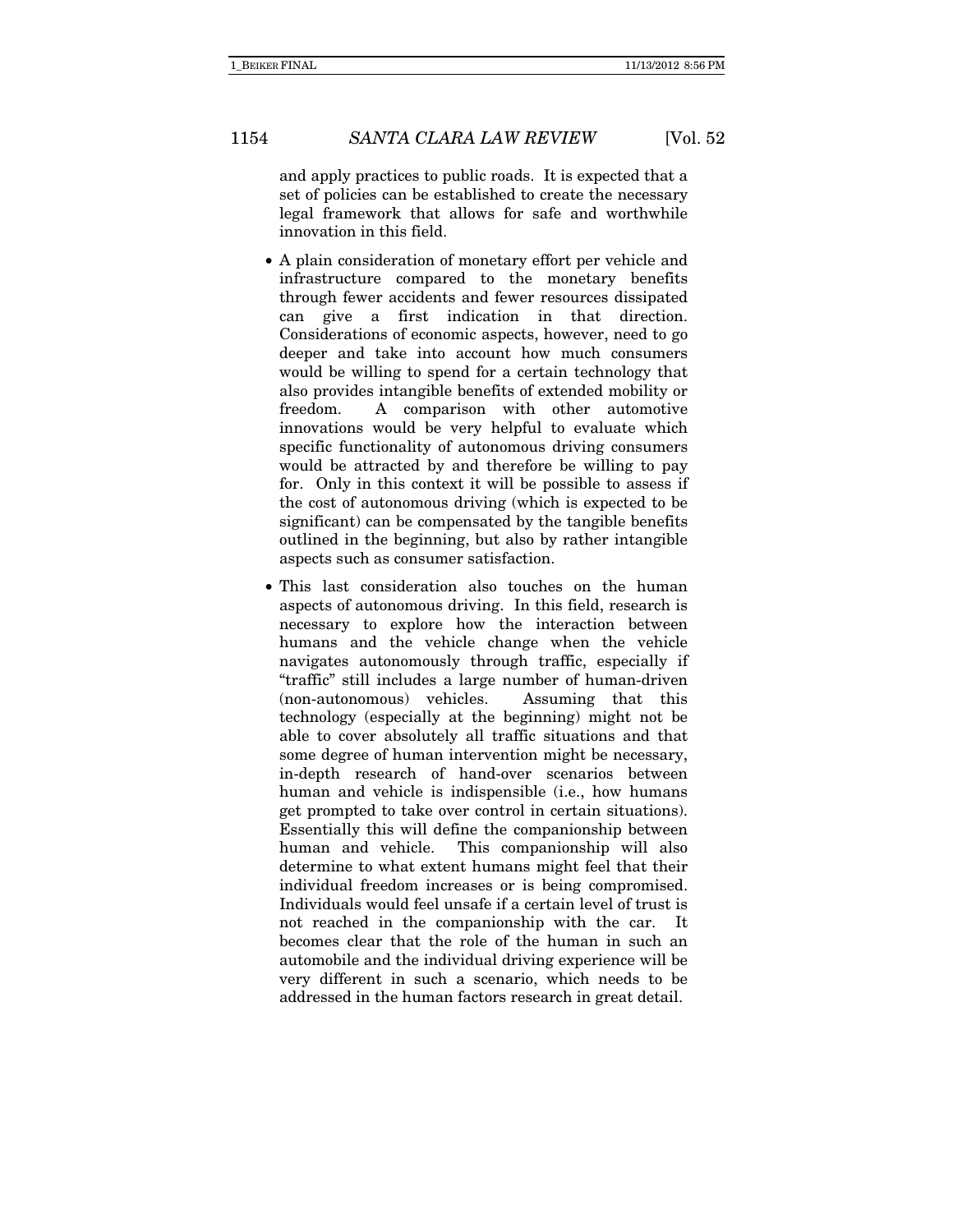and apply practices to public roads. It is expected that a set of policies can be established to create the necessary legal framework that allows for safe and worthwhile innovation in this field.

- A plain consideration of monetary effort per vehicle and infrastructure compared to the monetary benefits through fewer accidents and fewer resources dissipated can give a first indication in that direction. Considerations of economic aspects, however, need to go deeper and take into account how much consumers would be willing to spend for a certain technology that also provides intangible benefits of extended mobility or freedom. A comparison with other automotive innovations would be very helpful to evaluate which specific functionality of autonomous driving consumers would be attracted by and therefore be willing to pay for. Only in this context it will be possible to assess if the cost of autonomous driving (which is expected to be significant) can be compensated by the tangible benefits outlined in the beginning, but also by rather intangible aspects such as consumer satisfaction.
- This last consideration also touches on the human aspects of autonomous driving. In this field, research is necessary to explore how the interaction between humans and the vehicle change when the vehicle navigates autonomously through traffic, especially if "traffic" still includes a large number of human-driven (non-autonomous) vehicles. Assuming that this technology (especially at the beginning) might not be able to cover absolutely all traffic situations and that some degree of human intervention might be necessary, in-depth research of hand-over scenarios between human and vehicle is indispensible (i.e., how humans get prompted to take over control in certain situations). Essentially this will define the companionship between human and vehicle. This companionship will also determine to what extent humans might feel that their individual freedom increases or is being compromised. Individuals would feel unsafe if a certain level of trust is not reached in the companionship with the car. It becomes clear that the role of the human in such an automobile and the individual driving experience will be very different in such a scenario, which needs to be addressed in the human factors research in great detail.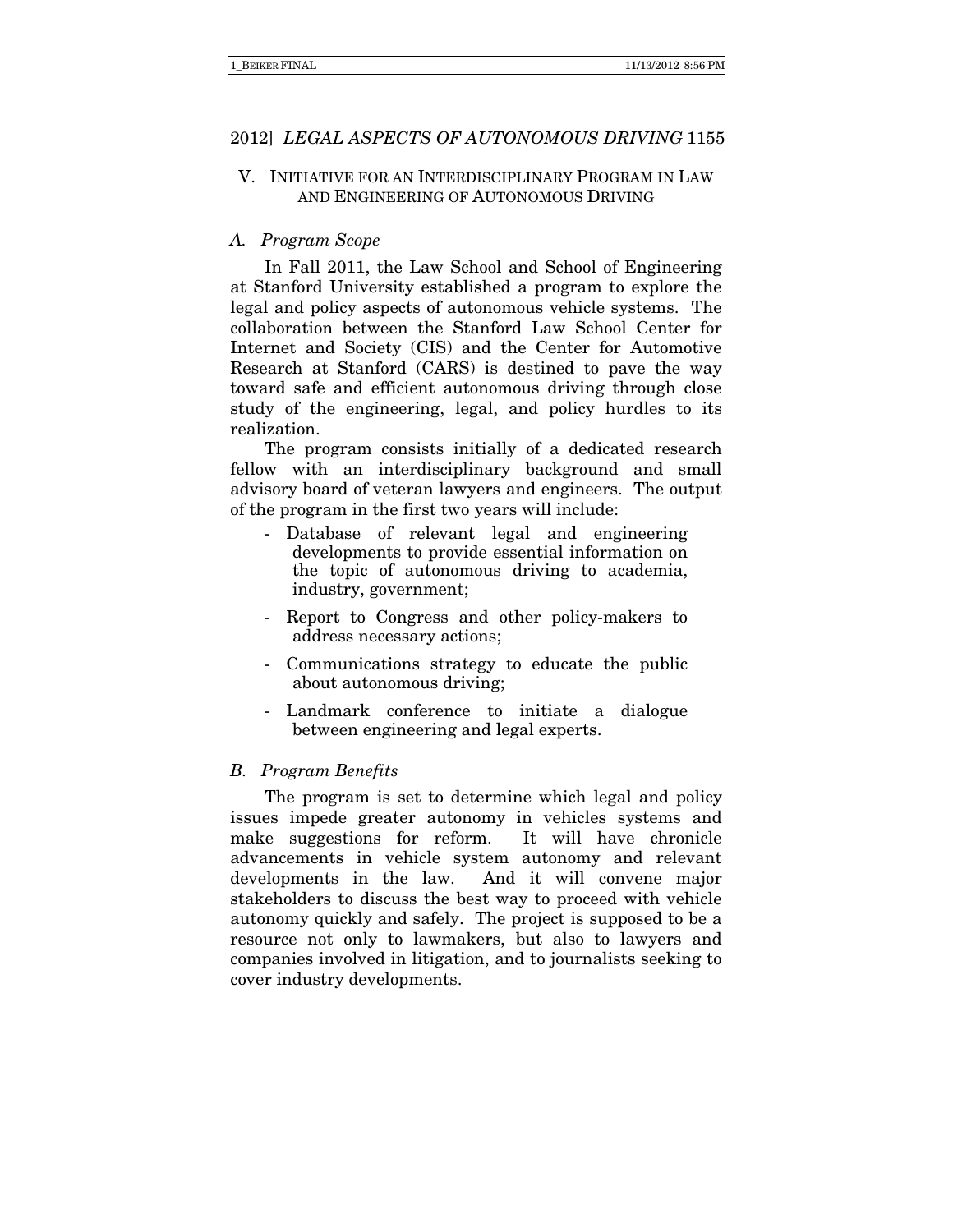## V. INITIATIVE FOR AN INTERDISCIPLINARY PROGRAM IN LAW AND ENGINEERING OF AUTONOMOUS DRIVING

### *A. Program Scope*

In Fall 2011, the Law School and School of Engineering at Stanford University established a program to explore the legal and policy aspects of autonomous vehicle systems. The collaboration between the Stanford Law School Center for Internet and Society (CIS) and the Center for Automotive Research at Stanford (CARS) is destined to pave the way toward safe and efficient autonomous driving through close study of the engineering, legal, and policy hurdles to its realization.

The program consists initially of a dedicated research fellow with an interdisciplinary background and small advisory board of veteran lawyers and engineers. The output of the program in the first two years will include:

- Database of relevant legal and engineering developments to provide essential information on the topic of autonomous driving to academia, industry, government;
- Report to Congress and other policy-makers to address necessary actions;
- Communications strategy to educate the public about autonomous driving;
- Landmark conference to initiate a dialogue between engineering and legal experts.

### *B. Program Benefits*

The program is set to determine which legal and policy issues impede greater autonomy in vehicles systems and make suggestions for reform. It will have chronicle advancements in vehicle system autonomy and relevant developments in the law. And it will convene major stakeholders to discuss the best way to proceed with vehicle autonomy quickly and safely. The project is supposed to be a resource not only to lawmakers, but also to lawyers and companies involved in litigation, and to journalists seeking to cover industry developments.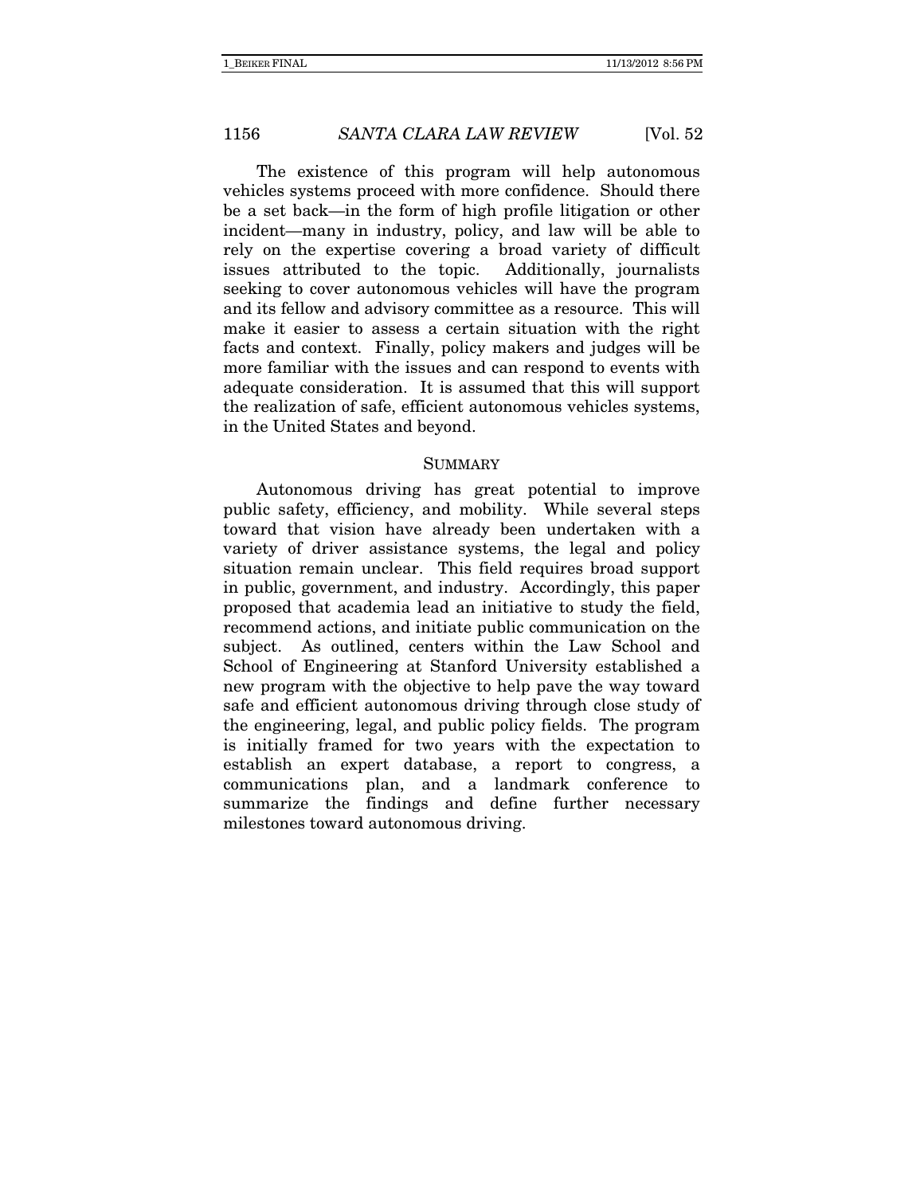The existence of this program will help autonomous vehicles systems proceed with more confidence. Should there be a set back—in the form of high profile litigation or other incident—many in industry, policy, and law will be able to rely on the expertise covering a broad variety of difficult issues attributed to the topic. Additionally, journalists seeking to cover autonomous vehicles will have the program and its fellow and advisory committee as a resource. This will make it easier to assess a certain situation with the right facts and context. Finally, policy makers and judges will be more familiar with the issues and can respond to events with adequate consideration. It is assumed that this will support the realization of safe, efficient autonomous vehicles systems, in the United States and beyond.

## SUMMARY

Autonomous driving has great potential to improve public safety, efficiency, and mobility. While several steps toward that vision have already been undertaken with a variety of driver assistance systems, the legal and policy situation remain unclear. This field requires broad support in public, government, and industry. Accordingly, this paper proposed that academia lead an initiative to study the field, recommend actions, and initiate public communication on the subject. As outlined, centers within the Law School and School of Engineering at Stanford University established a new program with the objective to help pave the way toward safe and efficient autonomous driving through close study of the engineering, legal, and public policy fields. The program is initially framed for two years with the expectation to establish an expert database, a report to congress, a communications plan, and a landmark conference to summarize the findings and define further necessary milestones toward autonomous driving.